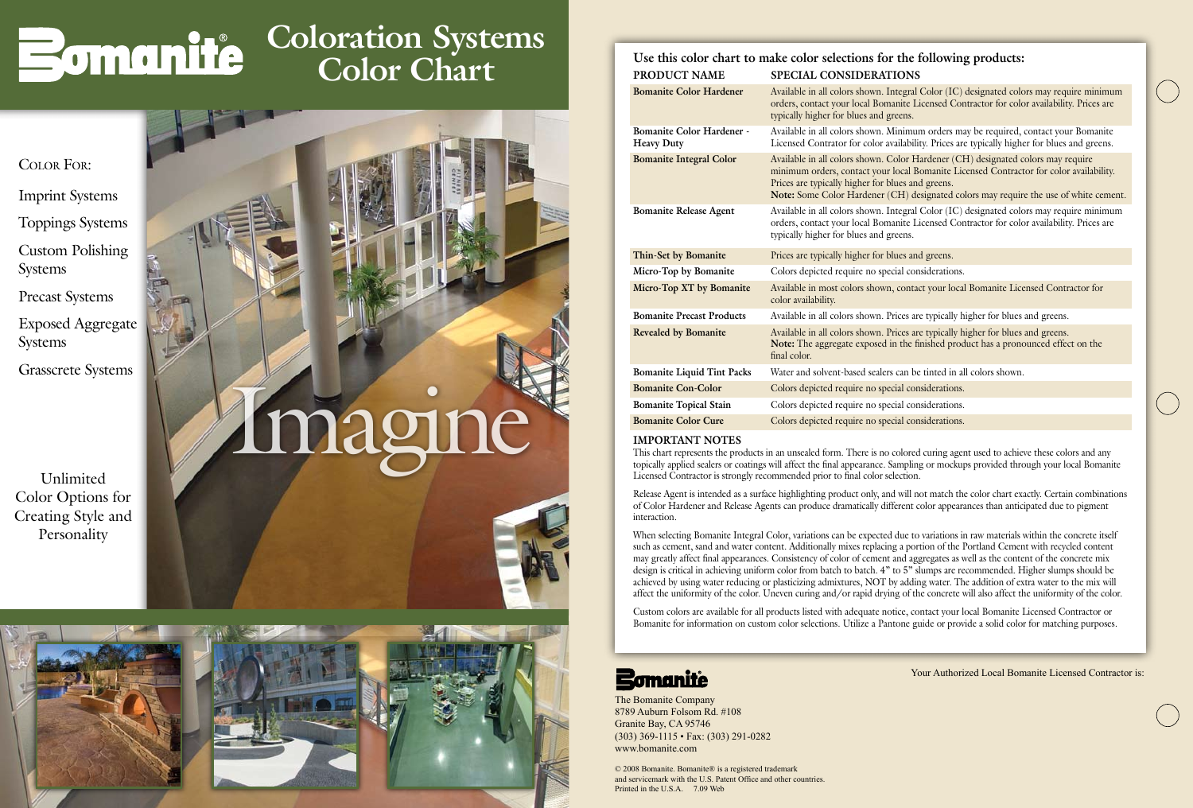# Bomanite® Coloration Systems Color Chart

COLOR FOR:

- Imprint Systems
- Toppings Systems
- Custom Polishing Systems
- Precast Systems
- Exposed Aggregate Systems
- Grasscrete Systems

Unlimited Color Options for Creating Style and Personality

Imagine

## Use this color chart to make color selections for the following products:

| PRODUCT NAME | SPECIAL CONSIDERATIONS |
|---|---|
| **Bomanite Color Hardener** | Available in all colors shown. Integral Color (IC) designated colors may require minimum orders, contact your local Bomanite Licensed Contractor for color availability. Prices are typically higher for blues and greens. |
| **Bomanite Color Hardener - Heavy Duty** | Available in all colors shown. Minimum orders may be required, contact your Bomanite Licensed Contrator for color availability. Prices are typically higher for blues and greens. |
| **Bomanite Integral Color** | Available in all colors shown. Color Hardener (CH) designated colors may require minimum orders, contact your local Bomanite Licensed Contractor for color availability. Prices are typically higher for blues and greens. **Note:** Some Color Hardener (CH) designated colors may require the use of white cement. |
| **Bomanite Release Agent** | Available in all colors shown. Integral Color (IC) designated colors may require minimum orders, contact your local Bomanite Licensed Contractor for color availability. Prices are typically higher for blues and greens. |
| **Thin-Set by Bomanite** | Prices are typically higher for blues and greens. |
| **Micro-Top by Bomanite** | Colors depicted require no special considerations. |
| **Micro-Top XT by Bomanite** | Available in most colors shown, contact your local Bomanite Licensed Contractor for color availability. |
| **Bomanite Precast Products** | Available in all colors shown. Prices are typically higher for blues and greens. |
| **Revealed by Bomanite** | Available in all colors shown. Prices are typically higher for blues and greens. **Note:** The aggregate exposed in the finished product has a pronounced effect on the final color. |
| **Bomanite Liquid Tint Packs** | Water and solvent-based sealers can be tinted in all colors shown. |
| **Bomanite Con-Color** | Colors depicted require no special considerations. |
| **Bomanite Topical Stain** | Colors depicted require no special considerations. |
| **Bomanite Color Cure** | Colors depicted require no special considerations. |

### IMPORTANT NOTES

This chart represents the products in an unsealed form. There is no colored curing agent used to achieve these colors and any topically applied sealers or coatings will affect the final appearance. Sampling or mockups provided through your local Bomanite Licensed Contractor is strongly recommended prior to final color selection.

Release Agent is intended as a surface highlighting product only, and will not match the color chart exactly. Certain combinations of Color Hardener and Release Agents can produce dramatically different color appearances than anticipated due to pigment interaction.

When selecting Bomanite Integral Color, variations can be expected due to variations in raw materials within the concrete itself such as cement, sand and water content. Additionally mixes replacing a portion of the Portland Cement with recycled content may greatly affect final appearances. Consistency of color of cement and aggregates as well as the content of the concrete mix design is critical in achieving uniform color from batch to batch. 4" to 5" slumps are recommended. Higher slumps should be achieved by using water reducing or plasticizing admixtures, NOT by adding water. The addition of extra water to the mix will affect the uniformity of the color. Uneven curing and/or rapid drying of the concrete will also affect the uniformity of the color.

Custom colors are available for all products listed with adequate notice, contact your local Bomanite Licensed Contractor or Bomanite for information on custom color selections. Utilize a Pantone guide or provide a solid color for matching purposes.

Bomanite

The Bomanite Company
8789 Auburn Folsom Rd. #108
Granite Bay, CA 95746
(303) 369-1115 • Fax: (303) 291-0282
www.bomanite.com

© 2008 Bomanite. Bomanite® is a registered trademark and servicemark with the U.S. Patent Office and other countries.
Printed in the U.S.A. 7.09 Web

Your Authorized Local Bomanite Licensed Contractor is: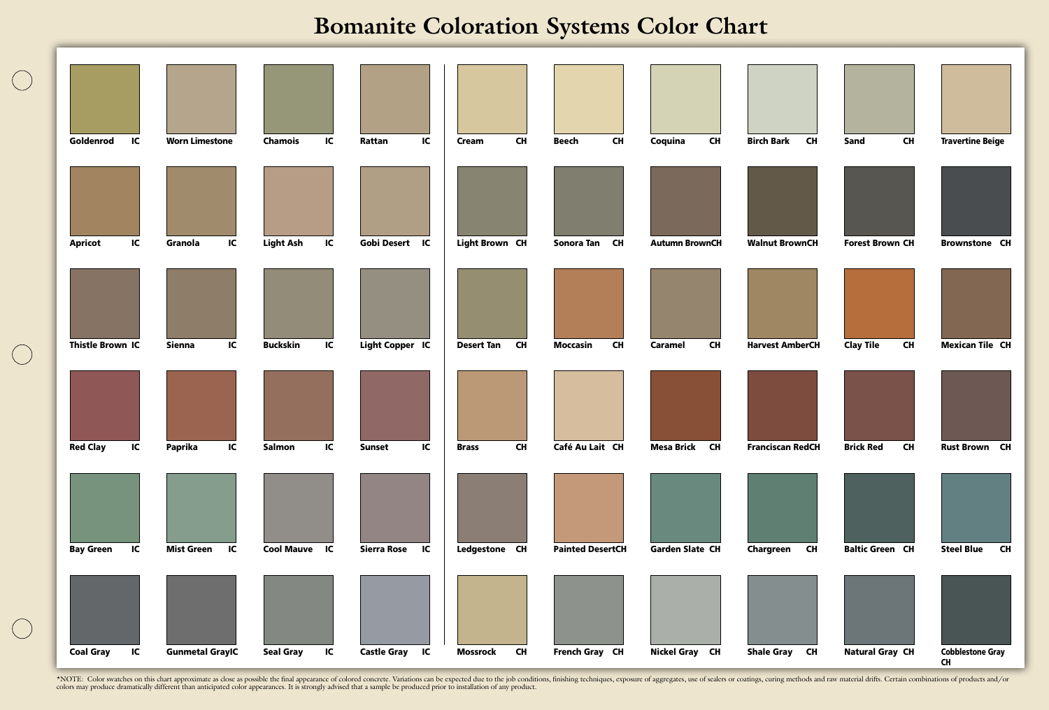# Bomanite Coloration Systems Color Chart

| | | | | | | | | | |
|---|---|---|---|---|---|---|---|---|---|
| Goldenrod IC | Worn Limestone | Chamois IC | Rattan IC | Cream CH | Beech CH | Coquina CH | Birch Bark CH | Sand CH | Travertine Beige |
| Apricot IC | Granola IC | Light Ash IC | Gobi Desert IC | Light Brown CH | Sonora Tan CH | Autumn BrownCH | Walnut BrownCH | Forest Brown CH | Brownstone CH |
| Thistle Brown IC | Sienna IC | Buckskin IC | Light Copper IC | Desert Tan CH | Moccasin CH | Caramel CH | Harvest AmberCH | Clay Tile CH | Mexican Tile CH |
| Red Clay IC | Paprika IC | Salmon IC | Sunset IC | Brass CH | Café Au Lait CH | Mesa Brick CH | Franciscan RedCH | Brick Red CH | Rust Brown CH |
| Bay Green IC | Mist Green IC | Cool Mauve IC | Sierra Rose IC | Ledgestone CH | Painted DesertCH | Garden Slate CH | Chargreen CH | Baltic Green CH | Steel Blue CH |
| Coal Gray IC | Gunmetal GrayIC | Seal Gray IC | Castle Gray IC | Mossrock CH | French Gray CH | Nickel Gray CH | Shale Gray CH | Natural Gray CH | Cobblestone Gray CH |

*NOTE: Color swatches on this chart approximate as close as possible the final appearance of colored concrete. Variations can be expected due to the job conditions, finishing techniques, exposure of aggregates, use of sealers or coatings, curing methods and raw material drifts. Certain combinations of products and/or colors may produce dramatically different than anticipated color appearances. It is strongly advised that a sample be produced prior to installation of any product.